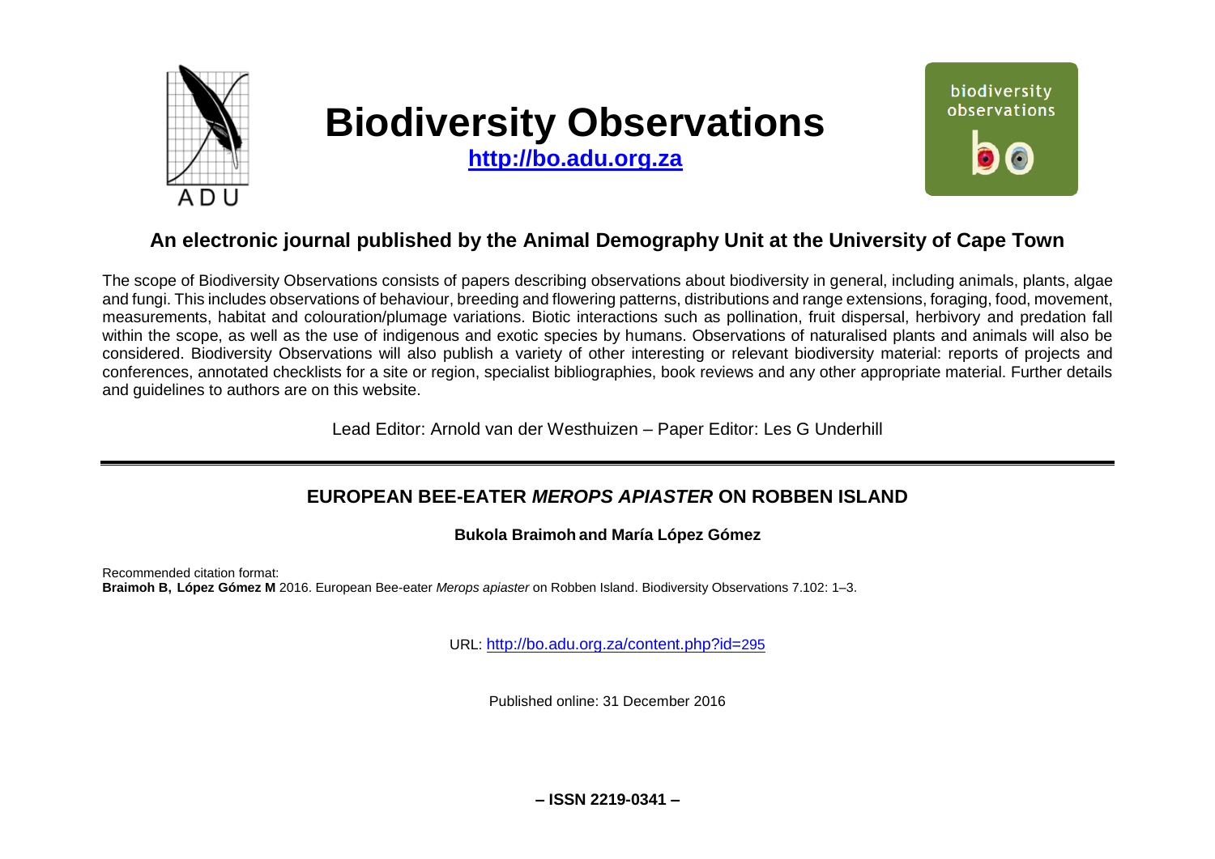# Biodiversity Observations

**http://bo.adu.org.za**

## An electronic journal published by the Animal Demography Unit at the University of Cape Town

The scope of Biodiversity Observations consists of papers describing observations about biodiversity in general, including animals, plants, algae and fungi. This includes observations of behaviour, breeding and flowering patterns, distributions and range extensions, foraging, food, movement, measurements, habitat and colouration/plumage variations. Biotic interactions such as pollination, fruit dispersal, herbivory and predation fall within the scope, as well as the use of indigenous and exotic species by humans. Observations of naturalised plants and animals will also be considered. Biodiversity Observations will also publish a variety of other interesting or relevant biodiversity material: reports of projects and conferences, annotated checklists for a site or region, specialist bibliographies, book reviews and any other appropriate material. Further details and guidelines to authors are on this website.

Lead Editor: Arnold van der Westhuizen – Paper Editor: Les G Underhill

---

## EUROPEAN BEE-EATER *MEROPS APIASTER* ON ROBBEN ISLAND

**Bukola Braimoh and María López Gómez**

Recommended citation format:
**Braimoh B, López Gómez M** 2016. European Bee-eater *Merops apiaster* on Robben Island. Biodiversity Observations 7.102: 1–3.

URL: http://bo.adu.org.za/content.php?id=295

Published online: 31 December 2016

**– ISSN 2219-0341 –**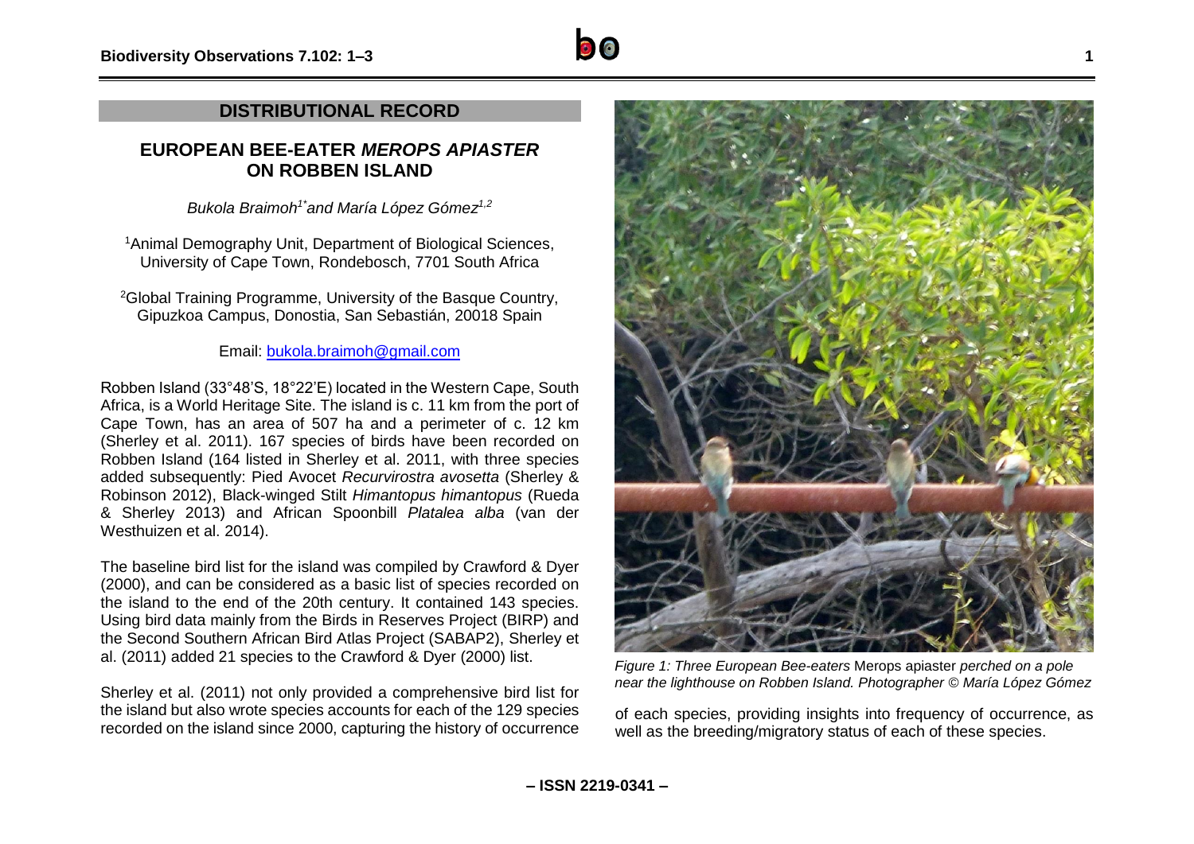## DISTRIBUTIONAL RECORD

# EUROPEAN BEE-EATER *MEROPS APIASTER* ON ROBBEN ISLAND

*Bukola Braimoh[1*] and María López Gómez[1,2]*

[1]Animal Demography Unit, Department of Biological Sciences, University of Cape Town, Rondebosch, 7701 South Africa

[2]Global Training Programme, University of the Basque Country, Gipuzkoa Campus, Donostia, San Sebastián, 20018 Spain

Email: bukola.braimoh@gmail.com

Robben Island (33°48'S, 18°22'E) located in the Western Cape, South Africa, is a World Heritage Site. The island is c. 11 km from the port of Cape Town, has an area of 507 ha and a perimeter of c. 12 km (Sherley et al. 2011). 167 species of birds have been recorded on Robben Island (164 listed in Sherley et al. 2011, with three species added subsequently: Pied Avocet *Recurvirostra avosetta* (Sherley & Robinson 2012), Black-winged Stilt *Himantopus himantopus* (Rueda & Sherley 2013) and African Spoonbill *Platalea alba* (van der Westhuizen et al. 2014).

The baseline bird list for the island was compiled by Crawford & Dyer (2000), and can be considered as a basic list of species recorded on the island to the end of the 20th century. It contained 143 species. Using bird data mainly from the Birds in Reserves Project (BIRP) and the Second Southern African Bird Atlas Project (SABAP2), Sherley et al. (2011) added 21 species to the Crawford & Dyer (2000) list.

Sherley et al. (2011) not only provided a comprehensive bird list for the island but also wrote species accounts for each of the 129 species recorded on the island since 2000, capturing the history of occurrence of each species, providing insights into frequency of occurrence, as well as the breeding/migratory status of each of these species.

*Figure 1: Three European Bee-eaters* Merops apiaster *perched on a pole near the lighthouse on Robben Island. Photographer © María López Gómez*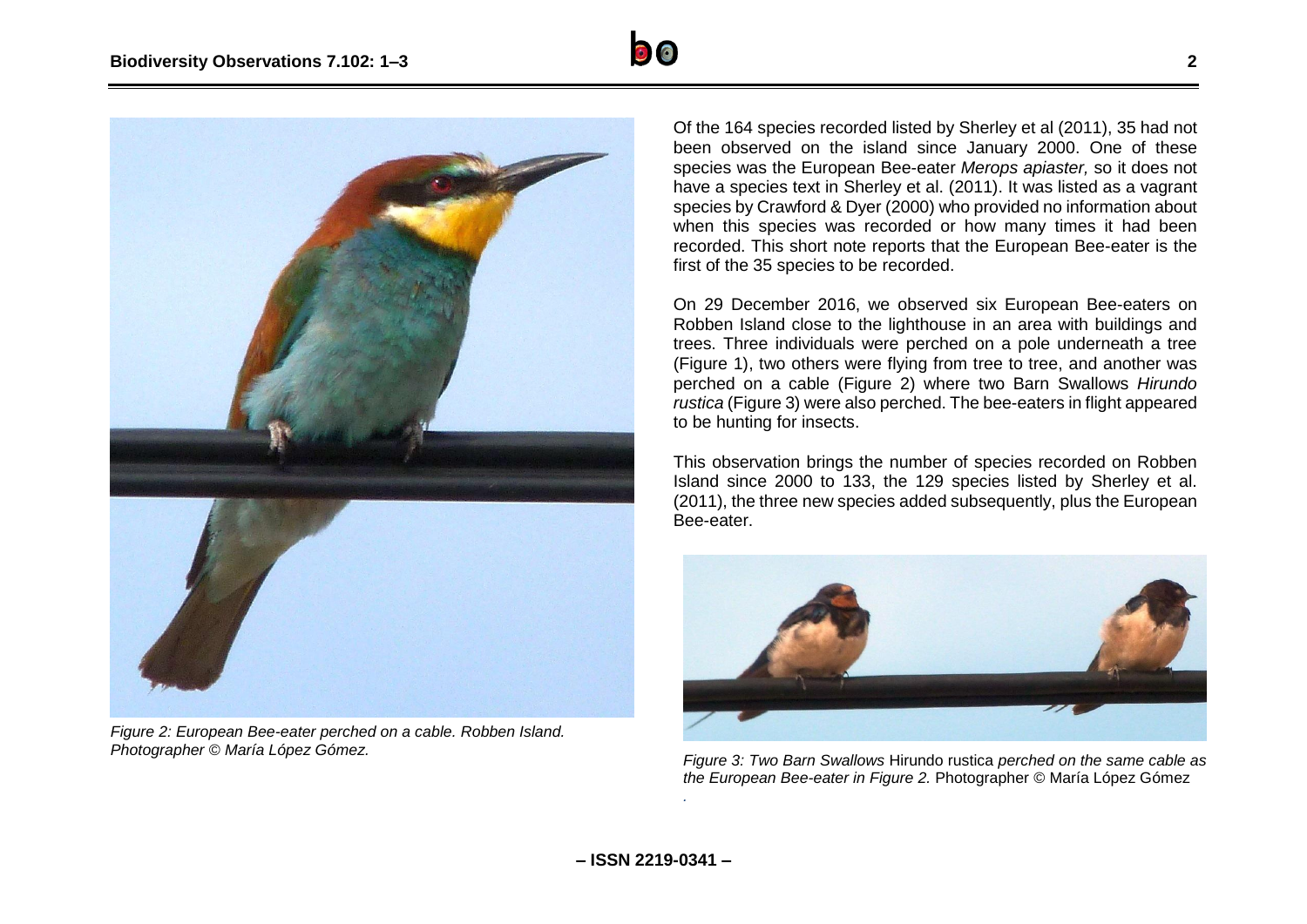Of the 164 species recorded listed by Sherley et al (2011), 35 had not been observed on the island since January 2000. One of these species was the European Bee-eater *Merops apiaster,* so it does not have a species text in Sherley et al. (2011). It was listed as a vagrant species by Crawford & Dyer (2000) who provided no information about when this species was recorded or how many times it had been recorded. This short note reports that the European Bee-eater is the first of the 35 species to be recorded.

On 29 December 2016, we observed six European Bee-eaters on Robben Island close to the lighthouse in an area with buildings and trees. Three individuals were perched on a pole underneath a tree (Figure 1), two others were flying from tree to tree, and another was perched on a cable (Figure 2) where two Barn Swallows *Hirundo rustica* (Figure 3) were also perched. The bee-eaters in flight appeared to be hunting for insects.

This observation brings the number of species recorded on Robben Island since 2000 to 133, the 129 species listed by Sherley et al. (2011), the three new species added subsequently, plus the European Bee-eater.

*Figure 2: European Bee-eater perched on a cable. Robben Island. Photographer © María López Gómez.*

*Figure 3: Two Barn Swallows* Hirundo rustica *perched on the same cable as the European Bee-eater in Figure 2.* Photographer © María López Gómez
.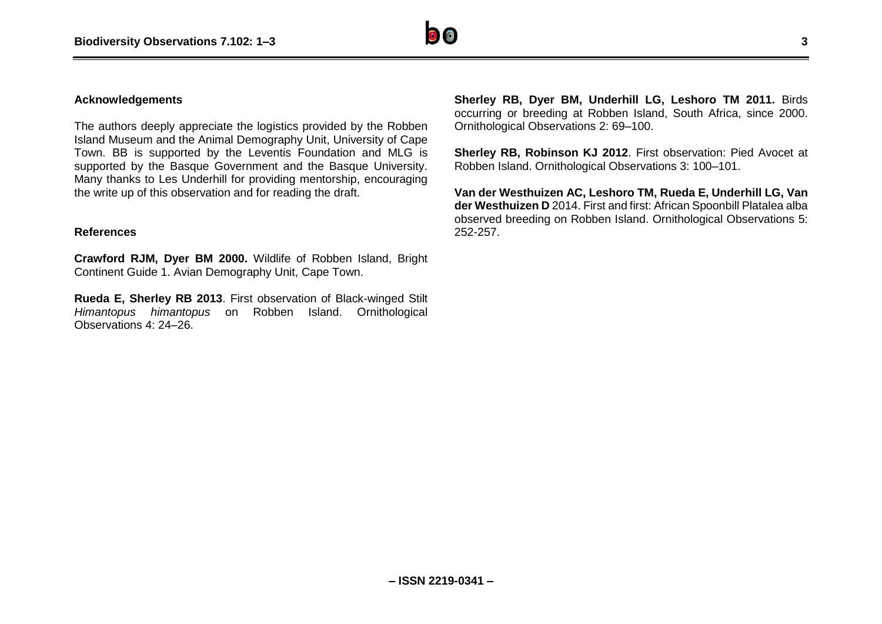## Acknowledgements

The authors deeply appreciate the logistics provided by the Robben Island Museum and the Animal Demography Unit, University of Cape Town. BB is supported by the Leventis Foundation and MLG is supported by the Basque Government and the Basque University. Many thanks to Les Underhill for providing mentorship, encouraging the write up of this observation and for reading the draft.

## References

**Crawford RJM, Dyer BM 2000.** Wildlife of Robben Island, Bright Continent Guide 1. Avian Demography Unit, Cape Town.

**Rueda E, Sherley RB 2013**. First observation of Black-winged Stilt *Himantopus himantopus* on Robben Island. Ornithological Observations 4: 24–26.

**Sherley RB, Dyer BM, Underhill LG, Leshoro TM 2011.** Birds occurring or breeding at Robben Island, South Africa, since 2000. Ornithological Observations 2: 69–100.

**Sherley RB, Robinson KJ 2012**. First observation: Pied Avocet at Robben Island. Ornithological Observations 3: 100–101.

**Van der Westhuizen AC, Leshoro TM, Rueda E, Underhill LG, Van der Westhuizen D** 2014. First and first: African Spoonbill Platalea alba observed breeding on Robben Island. Ornithological Observations 5: 252-257.